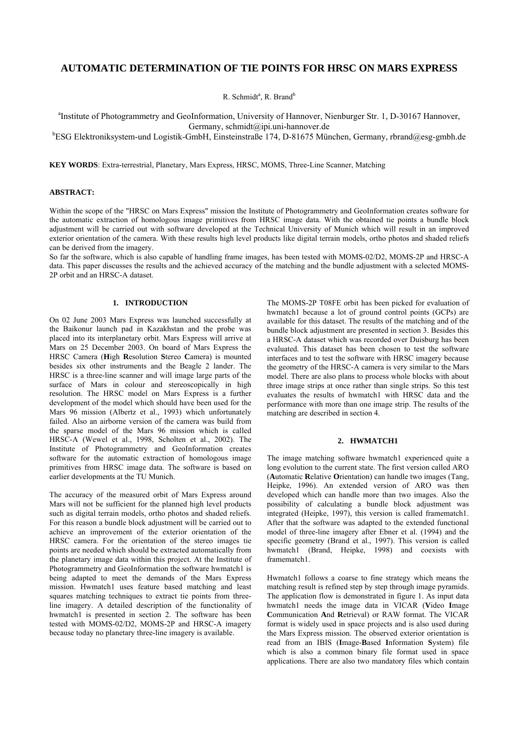# AUTOMATIC DETERMINATION OF TIE POINTS FOR HRSC ON MARS EXPRESS

R. Schmidt[a], R. Brand[b]

[a]Institute of Photogrammetry and GeoInformation, University of Hannover, Nienburger Str. 1, D-30167 Hannover, Germany, schmidt@ipi.uni-hannover.de

[b]ESG Elektroniksystem-und Logistik-GmbH, Einsteinstraße 174, D-81675 München, Germany, rbrand@esg-gmbh.de

**KEY WORDS**: Extra-terrestrial, Planetary, Mars Express, HRSC, MOMS, Three-Line Scanner, Matching

**ABSTRACT:**

Within the scope of the "HRSC on Mars Express" mission the Institute of Photogrammetry and GeoInformation creates software for the automatic extraction of homologous image primitives from HRSC image data. With the obtained tie points a bundle block adjustment will be carried out with software developed at the Technical University of Munich which will result in an improved exterior orientation of the camera. With these results high level products like digital terrain models, ortho photos and shaded reliefs can be derived from the imagery.

So far the software, which is also capable of handling frame images, has been tested with MOMS-02/D2, MOMS-2P and HRSC-A data. This paper discusses the results and the achieved accuracy of the matching and the bundle adjustment with a selected MOMS-2P orbit and an HRSC-A dataset.

## 1. INTRODUCTION

On 02 June 2003 Mars Express was launched successfully at the Baikonur launch pad in Kazakhstan and the probe was placed into its interplanetary orbit. Mars Express will arrive at Mars on 25 December 2003. On board of Mars Express the HRSC Camera (**H**igh **R**esolution **S**tereo **C**amera) is mounted besides six other instruments and the Beagle 2 lander. The HRSC is a three-line scanner and will image large parts of the surface of Mars in colour and stereoscopically in high resolution. The HRSC model on Mars Express is a further development of the model which should have been used for the Mars 96 mission (Albertz et al., 1993) which unfortunately failed. Also an airborne version of the camera was build from the sparse model of the Mars 96 mission which is called HRSC-A (Wewel et al., 1998, Scholten et al., 2002). The Institute of Photogrammetry and GeoInformation creates software for the automatic extraction of homologous image primitives from HRSC image data. The software is based on earlier developments at the TU Munich.

The accuracy of the measured orbit of Mars Express around Mars will not be sufficient for the planned high level products such as digital terrain models, ortho photos and shaded reliefs. For this reason a bundle block adjustment will be carried out to achieve an improvement of the exterior orientation of the HRSC camera. For the orientation of the stereo images tie points are needed which should be extracted automatically from the planetary image data within this project. At the Institute of Photogrammetry and GeoInformation the software hwmatch1 is being adapted to meet the demands of the Mars Express mission. Hwmatch1 uses feature based matching and least squares matching techniques to extract tie points from three-line imagery. A detailed description of the functionality of hwmatch1 is presented in section 2. The software has been tested with MOMS-02/D2, MOMS-2P and HRSC-A imagery because today no planetary three-line imagery is available.

The MOMS-2P T08FE orbit has been picked for evaluation of hwmatch1 because a lot of ground control points (GCPs) are available for this dataset. The results of the matching and of the bundle block adjustment are presented in section 3. Besides this a HRSC-A dataset which was recorded over Duisburg has been evaluated. This dataset has been chosen to test the software interfaces and to test the software with HRSC imagery because the geometry of the HRSC-A camera is very similar to the Mars model. There are also plans to process whole blocks with about three image strips at once rather than single strips. So this test evaluates the results of hwmatch1 with HRSC data and the performance with more than one image strip. The results of the matching are described in section 4.

## 2. HWMATCH1

The image matching software hwmatch1 experienced quite a long evolution to the current state. The first version called ARO (**A**utomatic **R**elative **O**rientation) can handle two images (Tang, Heipke, 1996). An extended version of ARO was then developed which can handle more than two images. Also the possibility of calculating a bundle block adjustment was integrated (Heipke, 1997), this version is called framematch1. After that the software was adapted to the extended functional model of three-line imagery after Ebner et al. (1994) and the specific geometry (Brand et al., 1997). This version is called hwmatch1 (Brand, Heipke, 1998) and coexists with framematch1.

Hwmatch1 follows a coarse to fine strategy which means the matching result is refined step by step through image pyramids. The application flow is demonstrated in figure 1. As input data hwmatch1 needs the image data in VICAR (**V**ideo **I**mage **C**ommunication **A**nd **R**etrieval) or RAW format. The VICAR format is widely used in space projects and is also used during the Mars Express mission. The observed exterior orientation is read from an IBIS (**I**mage-**B**ased **I**nformation **S**ystem) file which is also a common binary file format used in space applications. There are also two mandatory files which contain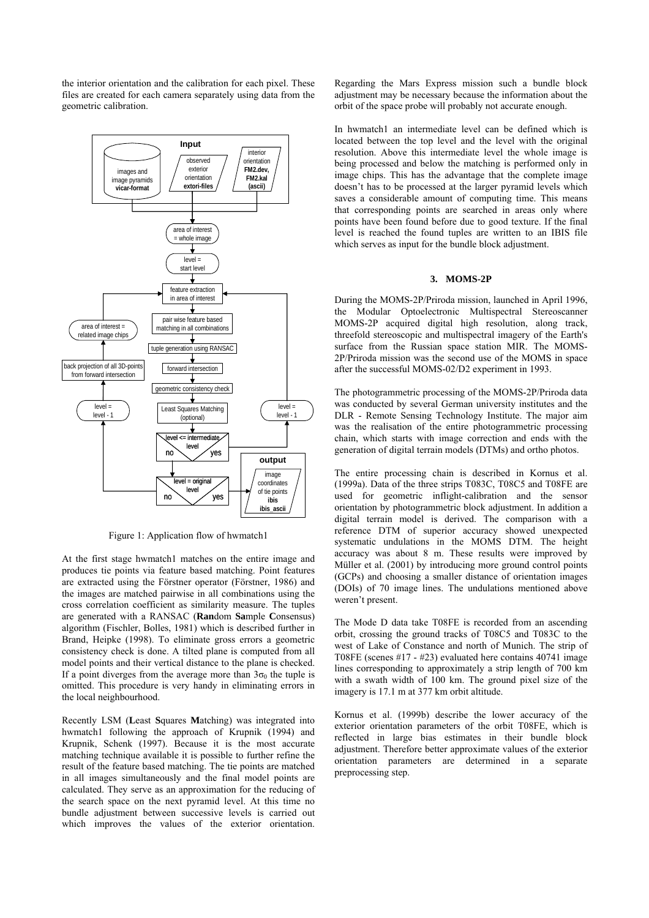the interior orientation and the calibration for each pixel. These files are created for each camera separately using data from the geometric calibration.

Figure 1: Application flow of hwmatch1

At the first stage hwmatch1 matches on the entire image and produces tie points via feature based matching. Point features are extracted using the Förstner operator (Förstner, 1986) and the images are matched pairwise in all combinations using the cross correlation coefficient as similarity measure. The tuples are generated with a RANSAC (**Ran**dom **Sa**mple **C**onsensus) algorithm (Fischler, Bolles, 1981) which is described further in Brand, Heipke (1998). To eliminate gross errors a geometric consistency check is done. A tilted plane is computed from all model points and their vertical distance to the plane is checked. If a point diverges from the average more than $3\sigma_0$ the tuple is omitted. This procedure is very handy in eliminating errors in the local neighbourhood.

Recently LSM (**L**east **S**quares **M**atching) was integrated into hwmatch1 following the approach of Krupnik (1994) and Krupnik, Schenk (1997). Because it is the most accurate matching technique available it is possible to further refine the result of the feature based matching. The tie points are matched in all images simultaneously and the final model points are calculated. They serve as an approximation for the reducing of the search space on the next pyramid level. At this time no bundle adjustment between successive levels is carried out which improves the values of the exterior orientation. Regarding the Mars Express mission such a bundle block adjustment may be necessary because the information about the orbit of the space probe will probably not accurate enough.

In hwmatch1 an intermediate level can be defined which is located between the top level and the level with the original resolution. Above this intermediate level the whole image is being processed and below the matching is performed only in image chips. This has the advantage that the complete image doesn't has to be processed at the larger pyramid levels which saves a considerable amount of computing time. This means that corresponding points are searched in areas only where points have been found before due to good texture. If the final level is reached the found tuples are written to an IBIS file which serves as input for the bundle block adjustment.

## 3. MOMS-2P

During the MOMS-2P/Priroda mission, launched in April 1996, the Modular Optoelectronic Multispectral Stereoscanner MOMS-2P acquired digital high resolution, along track, threefold stereoscopic and multispectral imagery of the Earth's surface from the Russian space station MIR. The MOMS-2P/Priroda mission was the second use of the MOMS in space after the successful MOMS-02/D2 experiment in 1993.

The photogrammetric processing of the MOMS-2P/Priroda data was conducted by several German university institutes and the DLR - Remote Sensing Technology Institute. The major aim was the realisation of the entire photogrammetric processing chain, which starts with image correction and ends with the generation of digital terrain models (DTMs) and ortho photos.

The entire processing chain is described in Kornus et al. (1999a). Data of the three strips T083C, T08C5 and T08FE are used for geometric inflight-calibration and the sensor orientation by photogrammetric block adjustment. In addition a digital terrain model is derived. The comparison with a reference DTM of superior accuracy showed unexpected systematic undulations in the MOMS DTM. The height accuracy was about 8 m. These results were improved by Müller et al. (2001) by introducing more ground control points (GCPs) and choosing a smaller distance of orientation images (DOIs) of 70 image lines. The undulations mentioned above weren't present.

The Mode D data take T08FE is recorded from an ascending orbit, crossing the ground tracks of T08C5 and T083C to the west of Lake of Constance and north of Munich. The strip of T08FE (scenes #17 - #23) evaluated here contains 40741 image lines corresponding to approximately a strip length of 700 km with a swath width of 100 km. The ground pixel size of the imagery is 17.1 m at 377 km orbit altitude.

Kornus et al. (1999b) describe the lower accuracy of the exterior orientation parameters of the orbit T08FE, which is reflected in large bias estimates in their bundle block adjustment. Therefore better approximate values of the exterior orientation parameters are determined in a separate preprocessing step.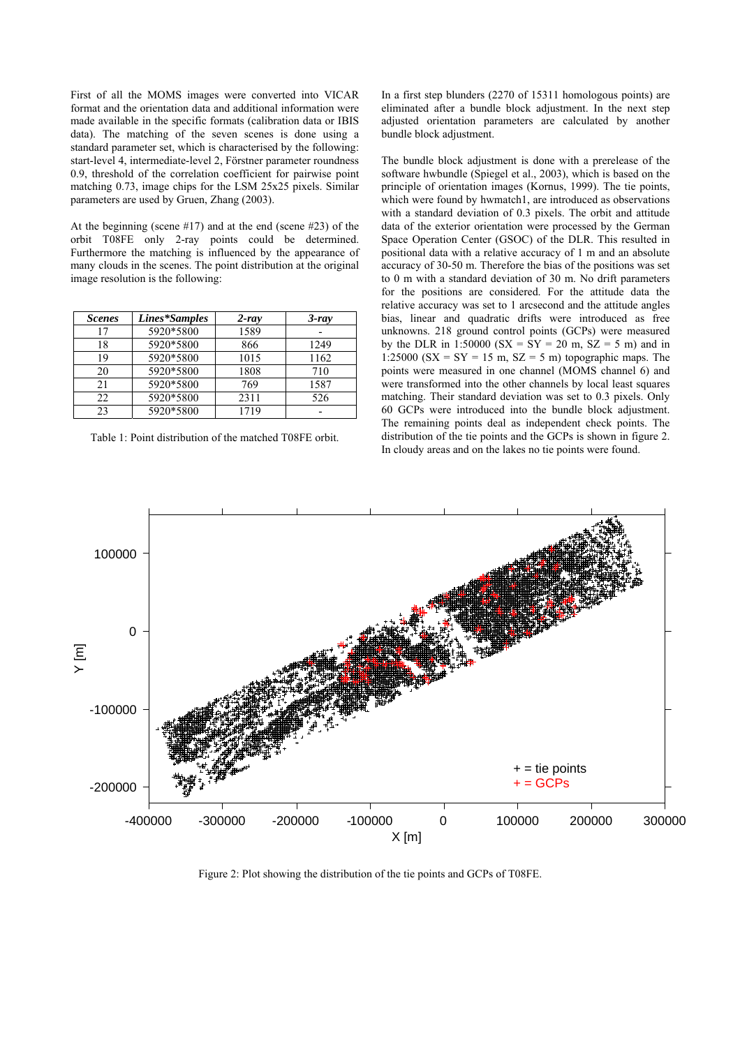First of all the MOMS images were converted into VICAR format and the orientation data and additional information were made available in the specific formats (calibration data or IBIS data). The matching of the seven scenes is done using a standard parameter set, which is characterised by the following: start-level 4, intermediate-level 2, Förstner parameter roundness 0.9, threshold of the correlation coefficient for pairwise point matching 0.73, image chips for the LSM 25x25 pixels. Similar parameters are used by Gruen, Zhang (2003).

At the beginning (scene #17) and at the end (scene #23) of the orbit T08FE only 2-ray points could be determined. Furthermore the matching is influenced by the appearance of many clouds in the scenes. The point distribution at the original image resolution is the following:

| *Scenes* | *Lines*Samples* | *2-ray* | *3-ray* |
|---|---|---|---|
| 17 | 5920*5800 | 1589 | - |
| 18 | 5920*5800 | 866 | 1249 |
| 19 | 5920*5800 | 1015 | 1162 |
| 20 | 5920*5800 | 1808 | 710 |
| 21 | 5920*5800 | 769 | 1587 |
| 22 | 5920*5800 | 2311 | 526 |
| 23 | 5920*5800 | 1719 | - |

Table 1: Point distribution of the matched T08FE orbit.

In a first step blunders (2270 of 15311 homologous points) are eliminated after a bundle block adjustment. In the next step adjusted orientation parameters are calculated by another bundle block adjustment.

The bundle block adjustment is done with a prerelease of the software hwbundle (Spiegel et al., 2003), which is based on the principle of orientation images (Kornus, 1999). The tie points, which were found by hwmatch1, are introduced as observations with a standard deviation of 0.3 pixels. The orbit and attitude data of the exterior orientation were processed by the German Space Operation Center (GSOC) of the DLR. This resulted in positional data with a relative accuracy of 1 m and an absolute accuracy of 30-50 m. Therefore the bias of the positions was set to 0 m with a standard deviation of 30 m. No drift parameters for the positions are considered. For the attitude data the relative accuracy was set to 1 arcsecond and the attitude angles bias, linear and quadratic drifts were introduced as free unknowns. 218 ground control points (GCPs) were measured by the DLR in 1:50000 (SX = SY = 20 m, SZ = 5 m) and in 1:25000 (SX = SY = 15 m, SZ = 5 m) topographic maps. The points were measured in one channel (MOMS channel 6) and were transformed into the other channels by local least squares matching. Their standard deviation was set to 0.3 pixels. Only 60 GCPs were introduced into the bundle block adjustment. The remaining points deal as independent check points. The distribution of the tie points and the GCPs is shown in figure 2. In cloudy areas and on the lakes no tie points were found.

Figure 2: Plot showing the distribution of the tie points and GCPs of T08FE.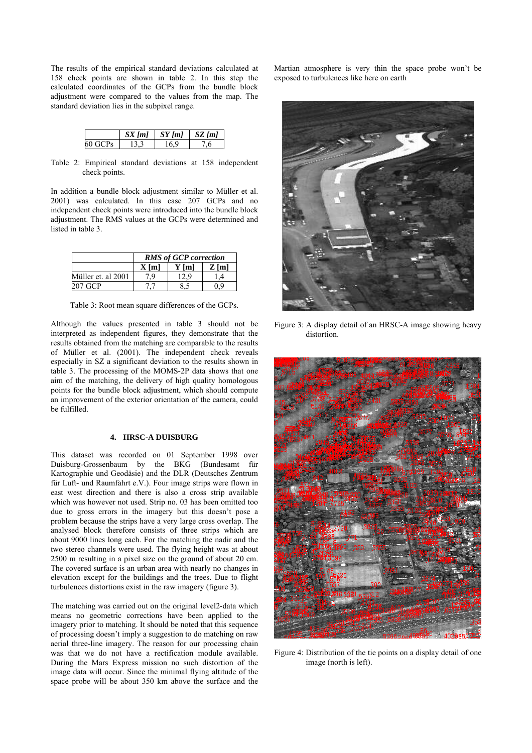The results of the empirical standard deviations calculated at 158 check points are shown in table 2. In this step the calculated coordinates of the GCPs from the bundle block adjustment were compared to the values from the map. The standard deviation lies in the subpixel range.

| | *SX [m]* | *SY [m]* | *SZ [m]* |
|---|---|---|---|
| 60 GCPs | 13,3 | 16,9 | 7,6 |

Table 2: Empirical standard deviations at 158 independent check points.

In addition a bundle block adjustment similar to Müller et al. 2001) was calculated. In this case 207 GCPs and no independent check points were introduced into the bundle block adjustment. The RMS values at the GCPs were determined and listed in table 3.

| | *RMS of GCP correction* | | |
|---|---|---|---|
| | **X [m]** | **Y [m]** | **Z [m]** |
| Müller et. al 2001 | 7,9 | 12,9 | 1,4 |
| 207 GCP | 7,7 | 8,5 | 0,9 |

Table 3: Root mean square differences of the GCPs.

Although the values presented in table 3 should not be interpreted as independent figures, they demonstrate that the results obtained from the matching are comparable to the results of Müller et al. (2001). The independent check reveals especially in SZ a significant deviation to the results shown in table 3. The processing of the MOMS-2P data shows that one aim of the matching, the delivery of high quality homologous points for the bundle block adjustment, which should compute an improvement of the exterior orientation of the camera, could be fulfilled.

## 4. HRSC-A DUISBURG

This dataset was recorded on 01 September 1998 over Duisburg-Grossenbaum by the BKG (Bundesamt für Kartographie und Geodäsie) and the DLR (Deutsches Zentrum für Luft- und Raumfahrt e.V.). Four image strips were flown in east west direction and there is also a cross strip available which was however not used. Strip no. 03 has been omitted too due to gross errors in the imagery but this doesn't pose a problem because the strips have a very large cross overlap. The analysed block therefore consists of three strips which are about 9000 lines long each. For the matching the nadir and the two stereo channels were used. The flying height was at about 2500 m resulting in a pixel size on the ground of about 20 cm. The covered surface is an urban area with nearly no changes in elevation except for the buildings and the trees. Due to flight turbulences distortions exist in the raw imagery (figure 3).

The matching was carried out on the original level2-data which means no geometric corrections have been applied to the imagery prior to matching. It should be noted that this sequence of processing doesn't imply a suggestion to do matching on raw aerial three-line imagery. The reason for our processing chain was that we do not have a rectification module available. During the Mars Express mission no such distortion of the image data will occur. Since the minimal flying altitude of the space probe will be about 350 km above the surface and the Martian atmosphere is very thin the space probe won't be exposed to turbulences like here on earth

Figure 3: A display detail of an HRSC-A image showing heavy distortion.

Figure 4: Distribution of the tie points on a display detail of one image (north is left).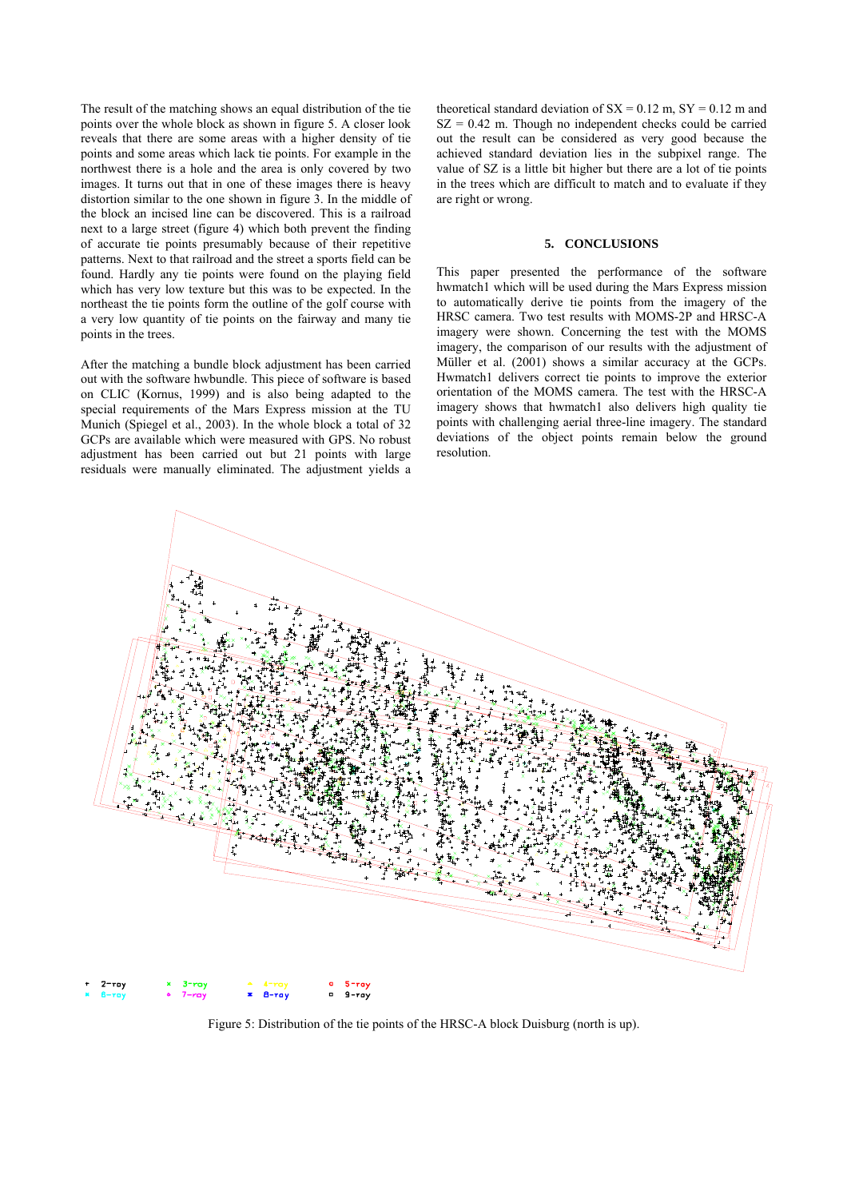The result of the matching shows an equal distribution of the tie points over the whole block as shown in figure 5. A closer look reveals that there are some areas with a higher density of tie points and some areas which lack tie points. For example in the northwest there is a hole and the area is only covered by two images. It turns out that in one of these images there is heavy distortion similar to the one shown in figure 3. In the middle of the block an incised line can be discovered. This is a railroad next to a large street (figure 4) which both prevent the finding of accurate tie points presumably because of their repetitive patterns. Next to that railroad and the street a sports field can be found. Hardly any tie points were found on the playing field which has very low texture but this was to be expected. In the northeast the tie points form the outline of the golf course with a very low quantity of tie points on the fairway and many tie points in the trees.

After the matching a bundle block adjustment has been carried out with the software hwbundle. This piece of software is based on CLIC (Kornus, 1999) and is also being adapted to the special requirements of the Mars Express mission at the TU Munich (Spiegel et al., 2003). In the whole block a total of 32 GCPs are available which were measured with GPS. No robust adjustment has been carried out but 21 points with large residuals were manually eliminated. The adjustment yields a theoretical standard deviation of SX = 0.12 m, SY = 0.12 m and SZ = 0.42 m. Though no independent checks could be carried out the result can be considered as very good because the achieved standard deviation lies in the subpixel range. The value of SZ is a little bit higher but there are a lot of tie points in the trees which are difficult to match and to evaluate if they are right or wrong.

## 5. CONCLUSIONS

This paper presented the performance of the software hwmatch1 which will be used during the Mars Express mission to automatically derive tie points from the imagery of the HRSC camera. Two test results with MOMS-2P and HRSC-A imagery were shown. Concerning the test with the MOMS imagery, the comparison of our results with the adjustment of Müller et al. (2001) shows a similar accuracy at the GCPs. Hwmatch1 delivers correct tie points to improve the exterior orientation of the MOMS camera. The test with the HRSC-A imagery shows that hwmatch1 also delivers high quality tie points with challenging aerial three-line imagery. The standard deviations of the object points remain below the ground resolution.

Figure 5: Distribution of the tie points of the HRSC-A block Duisburg (north is up).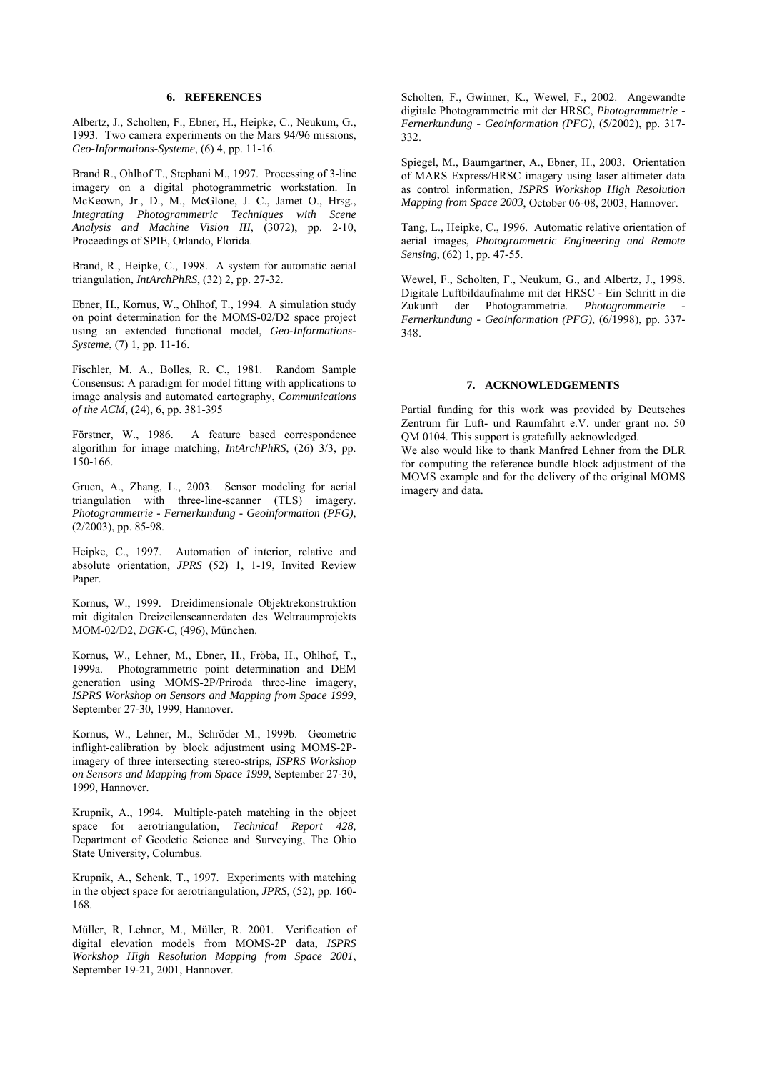## 6. REFERENCES

Albertz, J., Scholten, F., Ebner, H., Heipke, C., Neukum, G., 1993. Two camera experiments on the Mars 94/96 missions, *Geo-Informations-Systeme*, (6) 4, pp. 11-16.

Brand R., Ohlhof T., Stephani M., 1997. Processing of 3-line imagery on a digital photogrammetric workstation. In McKeown, Jr., D., M., McGlone, J. C., Jamet O., Hrsg., *Integrating Photogrammetric Techniques with Scene Analysis and Machine Vision III*, (3072), pp. 2-10, Proceedings of SPIE, Orlando, Florida.

Brand, R., Heipke, C., 1998. A system for automatic aerial triangulation, *IntArchPhRS*, (32) 2, pp. 27-32.

Ebner, H., Kornus, W., Ohlhof, T., 1994. A simulation study on point determination for the MOMS-02/D2 space project using an extended functional model, *Geo-Informations-Systeme*, (7) 1, pp. 11-16.

Fischler, M. A., Bolles, R. C., 1981. Random Sample Consensus: A paradigm for model fitting with applications to image analysis and automated cartography, *Communications of the ACM*, (24), 6, pp. 381-395

Förstner, W., 1986. A feature based correspondence algorithm for image matching, *IntArchPhRS*, (26) 3/3, pp. 150-166.

Gruen, A., Zhang, L., 2003. Sensor modeling for aerial triangulation with three-line-scanner (TLS) imagery. *Photogrammetrie - Fernerkundung - Geoinformation (PFG)*, (2/2003), pp. 85-98.

Heipke, C., 1997. Automation of interior, relative and absolute orientation, *JPRS* (52) 1, 1-19, Invited Review Paper.

Kornus, W., 1999. Dreidimensionale Objektrekonstruktion mit digitalen Dreizeilenscannerdaten des Weltraumprojekts MOM-02/D2, *DGK-C*, (496), München.

Kornus, W., Lehner, M., Ebner, H., Fröba, H., Ohlhof, T., 1999a. Photogrammetric point determination and DEM generation using MOMS-2P/Priroda three-line imagery, *ISPRS Workshop on Sensors and Mapping from Space 1999*, September 27-30, 1999, Hannover.

Kornus, W., Lehner, M., Schröder M., 1999b. Geometric inflight-calibration by block adjustment using MOMS-2P-imagery of three intersecting stereo-strips, *ISPRS Workshop on Sensors and Mapping from Space 1999*, September 27-30, 1999, Hannover.

Krupnik, A., 1994. Multiple-patch matching in the object space for aerotriangulation, *Technical Report 428,* Department of Geodetic Science and Surveying, The Ohio State University, Columbus.

Krupnik, A., Schenk, T., 1997. Experiments with matching in the object space for aerotriangulation, *JPRS*, (52), pp. 160-168.

Müller, R, Lehner, M., Müller, R. 2001. Verification of digital elevation models from MOMS-2P data, *ISPRS Workshop High Resolution Mapping from Space 2001*, September 19-21, 2001, Hannover.

Scholten, F., Gwinner, K., Wewel, F., 2002. Angewandte digitale Photogrammetrie mit der HRSC, *Photogrammetrie - Fernerkundung - Geoinformation (PFG)*, (5/2002), pp. 317-332.

Spiegel, M., Baumgartner, A., Ebner, H., 2003. Orientation of MARS Express/HRSC imagery using laser altimeter data as control information, *ISPRS Workshop High Resolution Mapping from Space 2003*, October 06-08, 2003, Hannover.

Tang, L., Heipke, C., 1996. Automatic relative orientation of aerial images, *Photogrammetric Engineering and Remote Sensing*, (62) 1, pp. 47-55.

Wewel, F., Scholten, F., Neukum, G., and Albertz, J., 1998. Digitale Luftbildaufnahme mit der HRSC - Ein Schritt in die Zukunft der Photogrammetrie. *Photogrammetrie - Fernerkundung - Geoinformation (PFG)*, (6/1998), pp. 337-348.

## 7. ACKNOWLEDGEMENTS

Partial funding for this work was provided by Deutsches Zentrum für Luft- und Raumfahrt e.V. under grant no. 50 QM 0104. This support is gratefully acknowledged.
We also would like to thank Manfred Lehner from the DLR for computing the reference bundle block adjustment of the MOMS example and for the delivery of the original MOMS imagery and data.